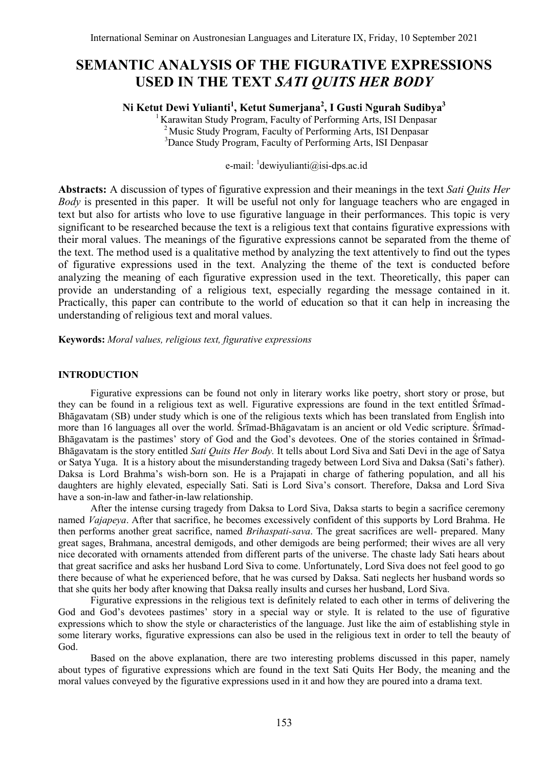# SEMANTIC ANALYSIS OF THE FIGURATIVE EXPRESSIONS USED IN THE TEXT *SATI QUITS HER BODY*

**Ni Ketut Dewi Yulianti[1], Ketut Sumerjana[2], I Gusti Ngurah Sudibya[3]**

[1] Karawitan Study Program, Faculty of Performing Arts, ISI Denpasar
[2] Music Study Program, Faculty of Performing Arts, ISI Denpasar
[3] Dance Study Program, Faculty of Performing Arts, ISI Denpasar

e-mail: [1]dewiyulianti@isi-dps.ac.id

**Abstracts:** A discussion of types of figurative expression and their meanings in the text *Sati Quits Her Body* is presented in this paper. It will be useful not only for language teachers who are engaged in text but also for artists who love to use figurative language in their performances. This topic is very significant to be researched because the text is a religious text that contains figurative expressions with their moral values. The meanings of the figurative expressions cannot be separated from the theme of the text. The method used is a qualitative method by analyzing the text attentively to find out the types of figurative expressions used in the text. Analyzing the theme of the text is conducted before analyzing the meaning of each figurative expression used in the text. Theoretically, this paper can provide an understanding of a religious text, especially regarding the message contained in it. Practically, this paper can contribute to the world of education so that it can help in increasing the understanding of religious text and moral values.

**Keywords:** *Moral values, religious text, figurative expressions*

## INTRODUCTION

Figurative expressions can be found not only in literary works like poetry, short story or prose, but they can be found in a religious text as well. Figurative expressions are found in the text entitled Śrīmad-Bhāgavatam (SB) under study which is one of the religious texts which has been translated from English into more than 16 languages all over the world. Śrīmad-Bhāgavatam is an ancient or old Vedic scripture. Śrīmad-Bhāgavatam is the pastimes' story of God and the God's devotees. One of the stories contained in Śrīmad-Bhāgavatam is the story entitled *Sati Quits Her Body.* It tells about Lord Siva and Sati Devi in the age of Satya or Satya Yuga. It is a history about the misunderstanding tragedy between Lord Siva and Daksa (Sati's father). Daksa is Lord Brahma's wish-born son. He is a Prajapati in charge of fathering population, and all his daughters are highly elevated, especially Sati. Sati is Lord Siva's consort. Therefore, Daksa and Lord Siva have a son-in-law and father-in-law relationship.

After the intense cursing tragedy from Daksa to Lord Siva, Daksa starts to begin a sacrifice ceremony named *Vajapeya*. After that sacrifice, he becomes excessively confident of this supports by Lord Brahma. He then performs another great sacrifice, named *Brihaspati-sava*. The great sacrifices are well- prepared. Many great sages, Brahmana, ancestral demigods, and other demigods are being performed; their wives are all very nice decorated with ornaments attended from different parts of the universe. The chaste lady Sati hears about that great sacrifice and asks her husband Lord Siva to come. Unfortunately, Lord Siva does not feel good to go there because of what he experienced before, that he was cursed by Daksa. Sati neglects her husband words so that she quits her body after knowing that Daksa really insults and curses her husband, Lord Siva.

Figurative expressions in the religious text is definitely related to each other in terms of delivering the God and God's devotees pastimes' story in a special way or style. It is related to the use of figurative expressions which to show the style or characteristics of the language. Just like the aim of establishing style in some literary works, figurative expressions can also be used in the religious text in order to tell the beauty of God.

Based on the above explanation, there are two interesting problems discussed in this paper, namely about types of figurative expressions which are found in the text Sati Quits Her Body, the meaning and the moral values conveyed by the figurative expressions used in it and how they are poured into a drama text.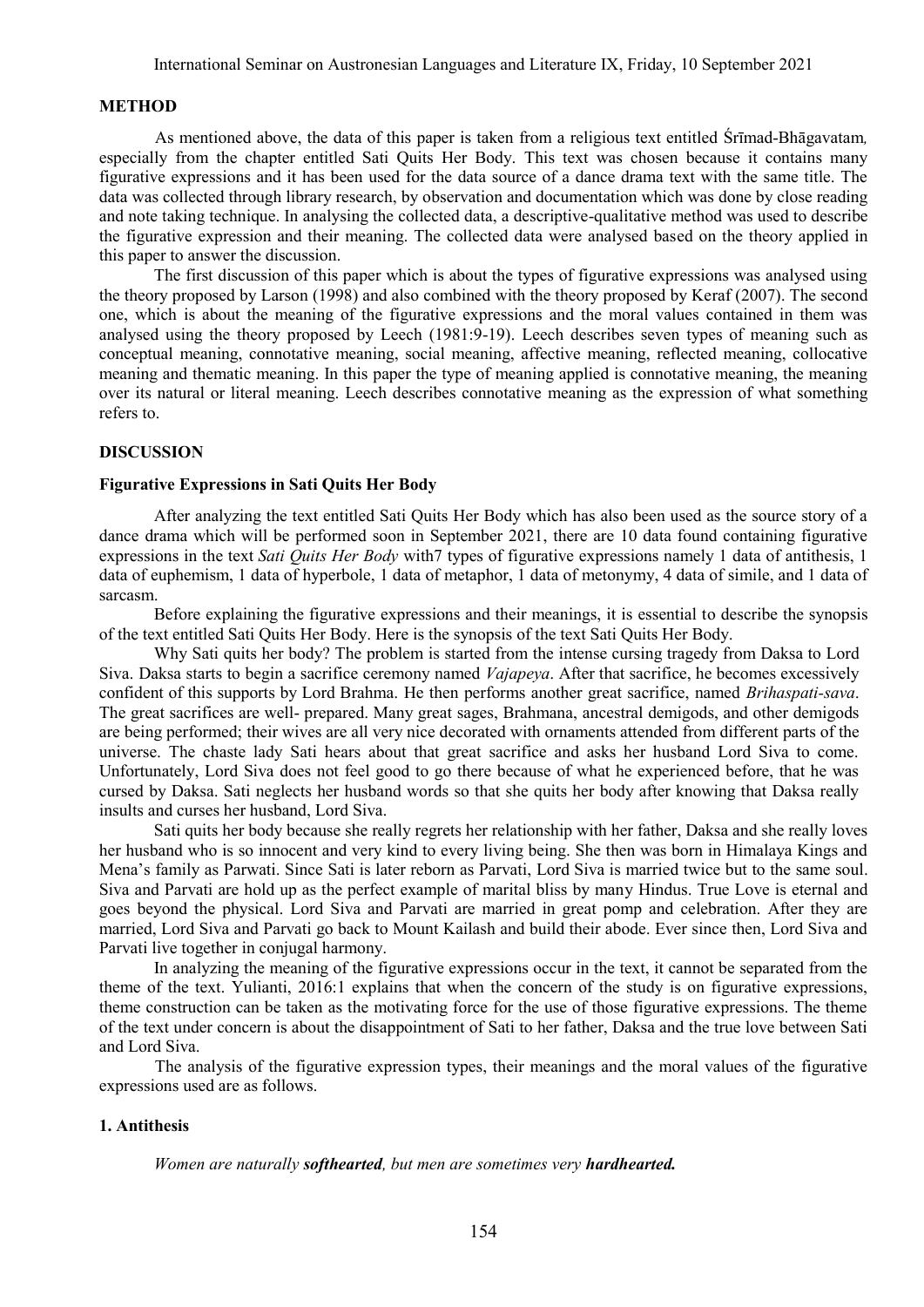## METHOD

As mentioned above, the data of this paper is taken from a religious text entitled Śrīmad-Bhāgavatam*,* especially from the chapter entitled Sati Quits Her Body. This text was chosen because it contains many figurative expressions and it has been used for the data source of a dance drama text with the same title. The data was collected through library research, by observation and documentation which was done by close reading and note taking technique. In analysing the collected data, a descriptive-qualitative method was used to describe the figurative expression and their meaning. The collected data were analysed based on the theory applied in this paper to answer the discussion.

The first discussion of this paper which is about the types of figurative expressions was analysed using the theory proposed by Larson (1998) and also combined with the theory proposed by Keraf (2007). The second one, which is about the meaning of the figurative expressions and the moral values contained in them was analysed using the theory proposed by Leech (1981:9-19). Leech describes seven types of meaning such as conceptual meaning, connotative meaning, social meaning, affective meaning, reflected meaning, collocative meaning and thematic meaning. In this paper the type of meaning applied is connotative meaning, the meaning over its natural or literal meaning. Leech describes connotative meaning as the expression of what something refers to.

## DISCUSSION

### Figurative Expressions in Sati Quits Her Body

After analyzing the text entitled Sati Quits Her Body which has also been used as the source story of a dance drama which will be performed soon in September 2021, there are 10 data found containing figurative expressions in the text *Sati Quits Her Body* with7 types of figurative expressions namely 1 data of antithesis, 1 data of euphemism, 1 data of hyperbole, 1 data of metaphor, 1 data of metonymy, 4 data of simile, and 1 data of sarcasm.

Before explaining the figurative expressions and their meanings, it is essential to describe the synopsis of the text entitled Sati Quits Her Body. Here is the synopsis of the text Sati Quits Her Body.

Why Sati quits her body? The problem is started from the intense cursing tragedy from Daksa to Lord Siva. Daksa starts to begin a sacrifice ceremony named *Vajapeya*. After that sacrifice, he becomes excessively confident of this supports by Lord Brahma. He then performs another great sacrifice, named *Brihaspati-sava*. The great sacrifices are well- prepared. Many great sages, Brahmana, ancestral demigods, and other demigods are being performed; their wives are all very nice decorated with ornaments attended from different parts of the universe. The chaste lady Sati hears about that great sacrifice and asks her husband Lord Siva to come. Unfortunately, Lord Siva does not feel good to go there because of what he experienced before, that he was cursed by Daksa. Sati neglects her husband words so that she quits her body after knowing that Daksa really insults and curses her husband, Lord Siva.

Sati quits her body because she really regrets her relationship with her father, Daksa and she really loves her husband who is so innocent and very kind to every living being. She then was born in Himalaya Kings and Mena's family as Parwati. Since Sati is later reborn as Parvati, Lord Siva is married twice but to the same soul. Siva and Parvati are hold up as the perfect example of marital bliss by many Hindus. True Love is eternal and goes beyond the physical. Lord Siva and Parvati are married in great pomp and celebration. After they are married, Lord Siva and Parvati go back to Mount Kailash and build their abode. Ever since then, Lord Siva and Parvati live together in conjugal harmony.

In analyzing the meaning of the figurative expressions occur in the text, it cannot be separated from the theme of the text. Yulianti, 2016:1 explains that when the concern of the study is on figurative expressions, theme construction can be taken as the motivating force for the use of those figurative expressions. The theme of the text under concern is about the disappointment of Sati to her father, Daksa and the true love between Sati and Lord Siva.

The analysis of the figurative expression types, their meanings and the moral values of the figurative expressions used are as follows.

### 1. Antithesis

*Women are naturally **softhearted**, but men are sometimes very **hardhearted.***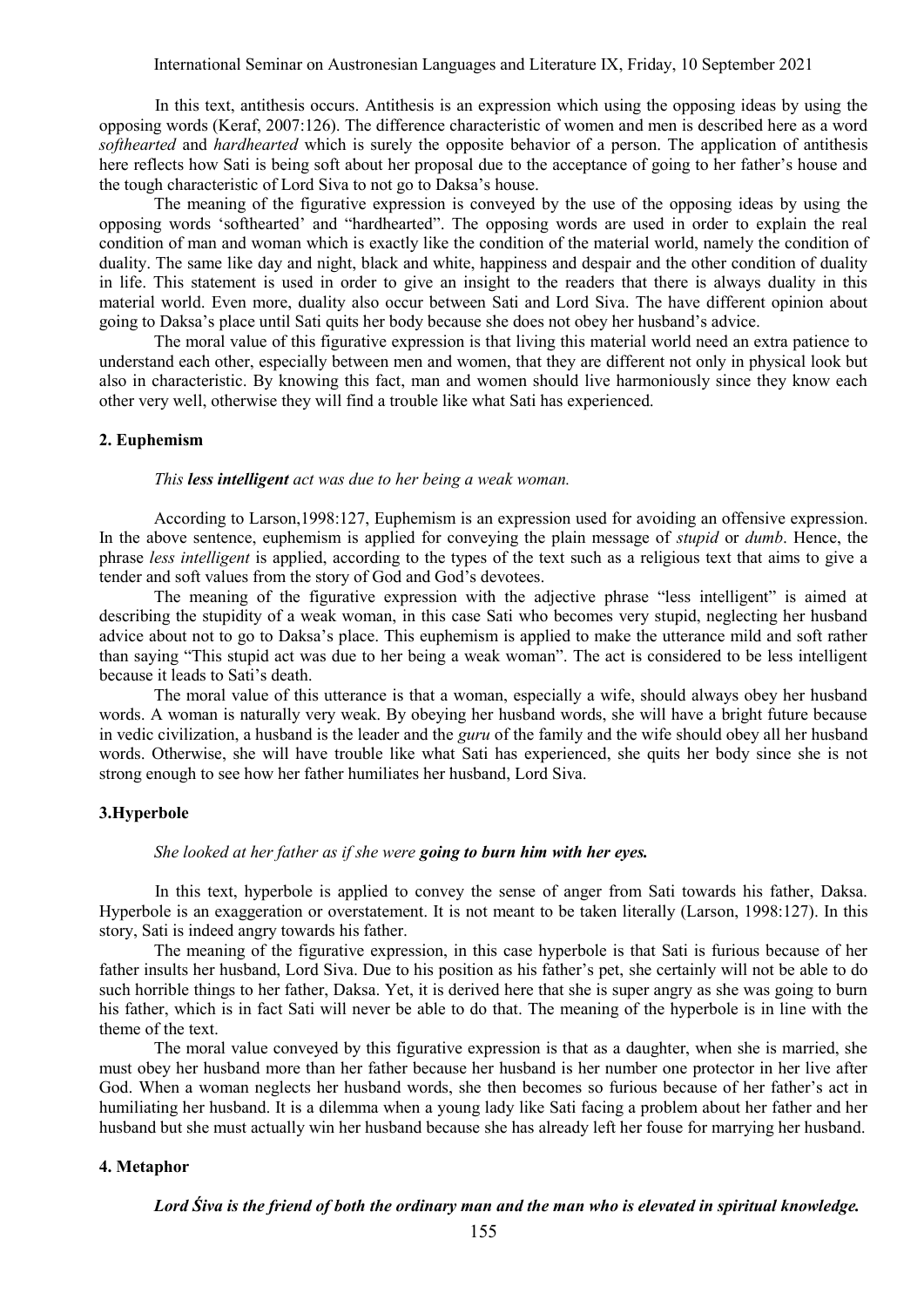In this text, antithesis occurs. Antithesis is an expression which using the opposing ideas by using the opposing words (Keraf, 2007:126). The difference characteristic of women and men is described here as a word *softhearted* and *hardhearted* which is surely the opposite behavior of a person. The application of antithesis here reflects how Sati is being soft about her proposal due to the acceptance of going to her father's house and the tough characteristic of Lord Siva to not go to Daksa's house.

The meaning of the figurative expression is conveyed by the use of the opposing ideas by using the opposing words 'softhearted' and "hardhearted". The opposing words are used in order to explain the real condition of man and woman which is exactly like the condition of the material world, namely the condition of duality. The same like day and night, black and white, happiness and despair and the other condition of duality in life. This statement is used in order to give an insight to the readers that there is always duality in this material world. Even more, duality also occur between Sati and Lord Siva. The have different opinion about going to Daksa's place until Sati quits her body because she does not obey her husband's advice.

The moral value of this figurative expression is that living this material world need an extra patience to understand each other, especially between men and women, that they are different not only in physical look but also in characteristic. By knowing this fact, man and women should live harmoniously since they know each other very well, otherwise they will find a trouble like what Sati has experienced.

### 2. Euphemism

*This **less intelligent** act was due to her being a weak woman.*

According to Larson,1998:127, Euphemism is an expression used for avoiding an offensive expression. In the above sentence, euphemism is applied for conveying the plain message of *stupid* or *dumb*. Hence, the phrase *less intelligent* is applied, according to the types of the text such as a religious text that aims to give a tender and soft values from the story of God and God's devotees.

The meaning of the figurative expression with the adjective phrase "less intelligent" is aimed at describing the stupidity of a weak woman, in this case Sati who becomes very stupid, neglecting her husband advice about not to go to Daksa's place. This euphemism is applied to make the utterance mild and soft rather than saying "This stupid act was due to her being a weak woman". The act is considered to be less intelligent because it leads to Sati's death.

The moral value of this utterance is that a woman, especially a wife, should always obey her husband words. A woman is naturally very weak. By obeying her husband words, she will have a bright future because in vedic civilization, a husband is the leader and the *guru* of the family and the wife should obey all her husband words. Otherwise, she will have trouble like what Sati has experienced, she quits her body since she is not strong enough to see how her father humiliates her husband, Lord Siva.

### 3.Hyperbole

*She looked at her father as if she were **going to burn him with her eyes.***

In this text, hyperbole is applied to convey the sense of anger from Sati towards his father, Daksa. Hyperbole is an exaggeration or overstatement. It is not meant to be taken literally (Larson, 1998:127). In this story, Sati is indeed angry towards his father.

The meaning of the figurative expression, in this case hyperbole is that Sati is furious because of her father insults her husband, Lord Siva. Due to his position as his father's pet, she certainly will not be able to do such horrible things to her father, Daksa. Yet, it is derived here that she is super angry as she was going to burn his father, which is in fact Sati will never be able to do that. The meaning of the hyperbole is in line with the theme of the text.

The moral value conveyed by this figurative expression is that as a daughter, when she is married, she must obey her husband more than her father because her husband is her number one protector in her live after God. When a woman neglects her husband words, she then becomes so furious because of her father's act in humiliating her husband. It is a dilemma when a young lady like Sati facing a problem about her father and her husband but she must actually win her husband because she has already left her fouse for marrying her husband.

### 4. Metaphor

***Lord Śiva is the friend of both the ordinary man and the man who is elevated in spiritual knowledge.***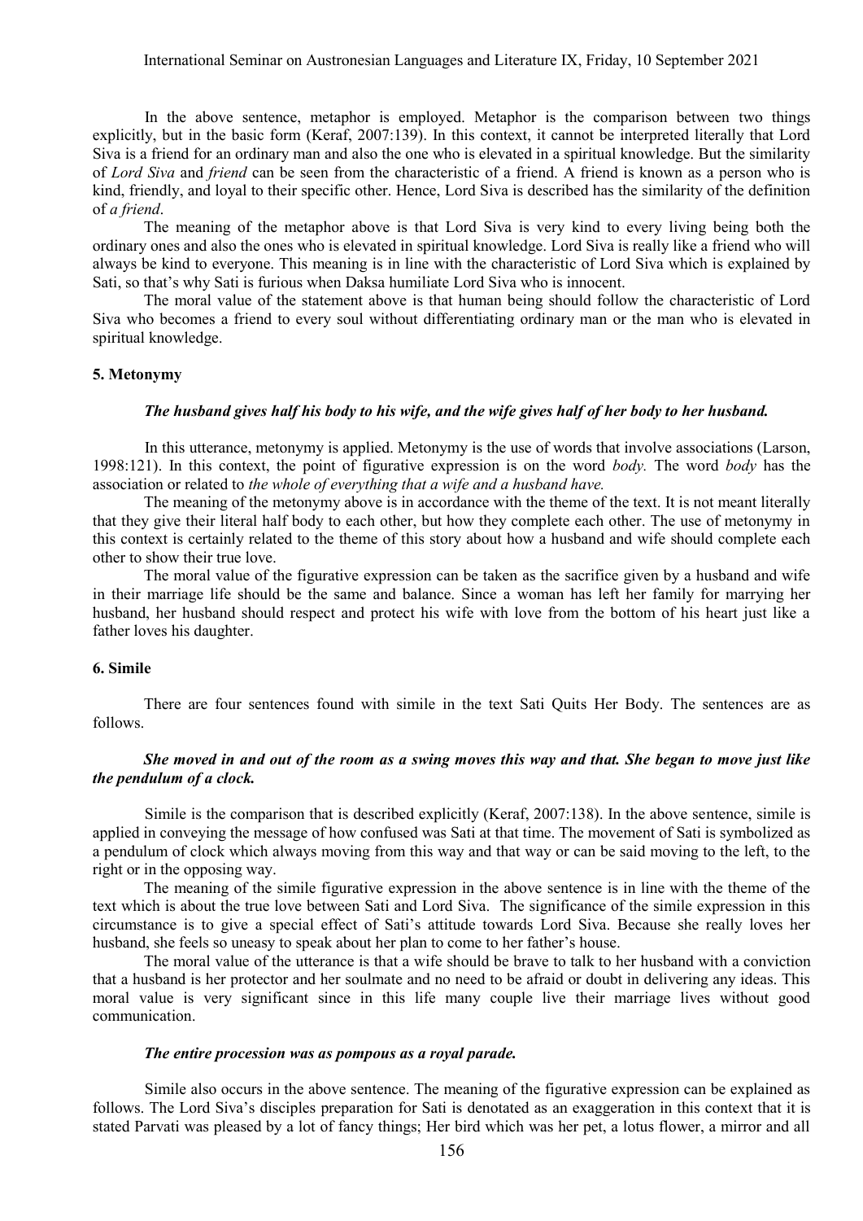In the above sentence, metaphor is employed. Metaphor is the comparison between two things explicitly, but in the basic form (Keraf, 2007:139). In this context, it cannot be interpreted literally that Lord Siva is a friend for an ordinary man and also the one who is elevated in a spiritual knowledge. But the similarity of *Lord Siva* and *friend* can be seen from the characteristic of a friend. A friend is known as a person who is kind, friendly, and loyal to their specific other. Hence, Lord Siva is described has the similarity of the definition of *a friend*.

The meaning of the metaphor above is that Lord Siva is very kind to every living being both the ordinary ones and also the ones who is elevated in spiritual knowledge. Lord Siva is really like a friend who will always be kind to everyone. This meaning is in line with the characteristic of Lord Siva which is explained by Sati, so that's why Sati is furious when Daksa humiliate Lord Siva who is innocent.

The moral value of the statement above is that human being should follow the characteristic of Lord Siva who becomes a friend to every soul without differentiating ordinary man or the man who is elevated in spiritual knowledge.

### 5. Metonymy

***The husband gives half his body to his wife, and the wife gives half of her body to her husband.***

In this utterance, metonymy is applied. Metonymy is the use of words that involve associations (Larson, 1998:121). In this context, the point of figurative expression is on the word *body.* The word *body* has the association or related to *the whole of everything that a wife and a husband have.*

The meaning of the metonymy above is in accordance with the theme of the text. It is not meant literally that they give their literal half body to each other, but how they complete each other. The use of metonymy in this context is certainly related to the theme of this story about how a husband and wife should complete each other to show their true love.

The moral value of the figurative expression can be taken as the sacrifice given by a husband and wife in their marriage life should be the same and balance. Since a woman has left her family for marrying her husband, her husband should respect and protect his wife with love from the bottom of his heart just like a father loves his daughter.

### 6. Simile

There are four sentences found with simile in the text Sati Quits Her Body. The sentences are as follows.

***She moved in and out of the room as a swing moves this way and that. She began to move just like the pendulum of a clock.***

Simile is the comparison that is described explicitly (Keraf, 2007:138). In the above sentence, simile is applied in conveying the message of how confused was Sati at that time. The movement of Sati is symbolized as a pendulum of clock which always moving from this way and that way or can be said moving to the left, to the right or in the opposing way.

The meaning of the simile figurative expression in the above sentence is in line with the theme of the text which is about the true love between Sati and Lord Siva. The significance of the simile expression in this circumstance is to give a special effect of Sati's attitude towards Lord Siva. Because she really loves her husband, she feels so uneasy to speak about her plan to come to her father's house.

The moral value of the utterance is that a wife should be brave to talk to her husband with a conviction that a husband is her protector and her soulmate and no need to be afraid or doubt in delivering any ideas. This moral value is very significant since in this life many couple live their marriage lives without good communication.

***The entire procession was as pompous as a royal parade.***

Simile also occurs in the above sentence. The meaning of the figurative expression can be explained as follows. The Lord Siva's disciples preparation for Sati is denotated as an exaggeration in this context that it is stated Parvati was pleased by a lot of fancy things; Her bird which was her pet, a lotus flower, a mirror and all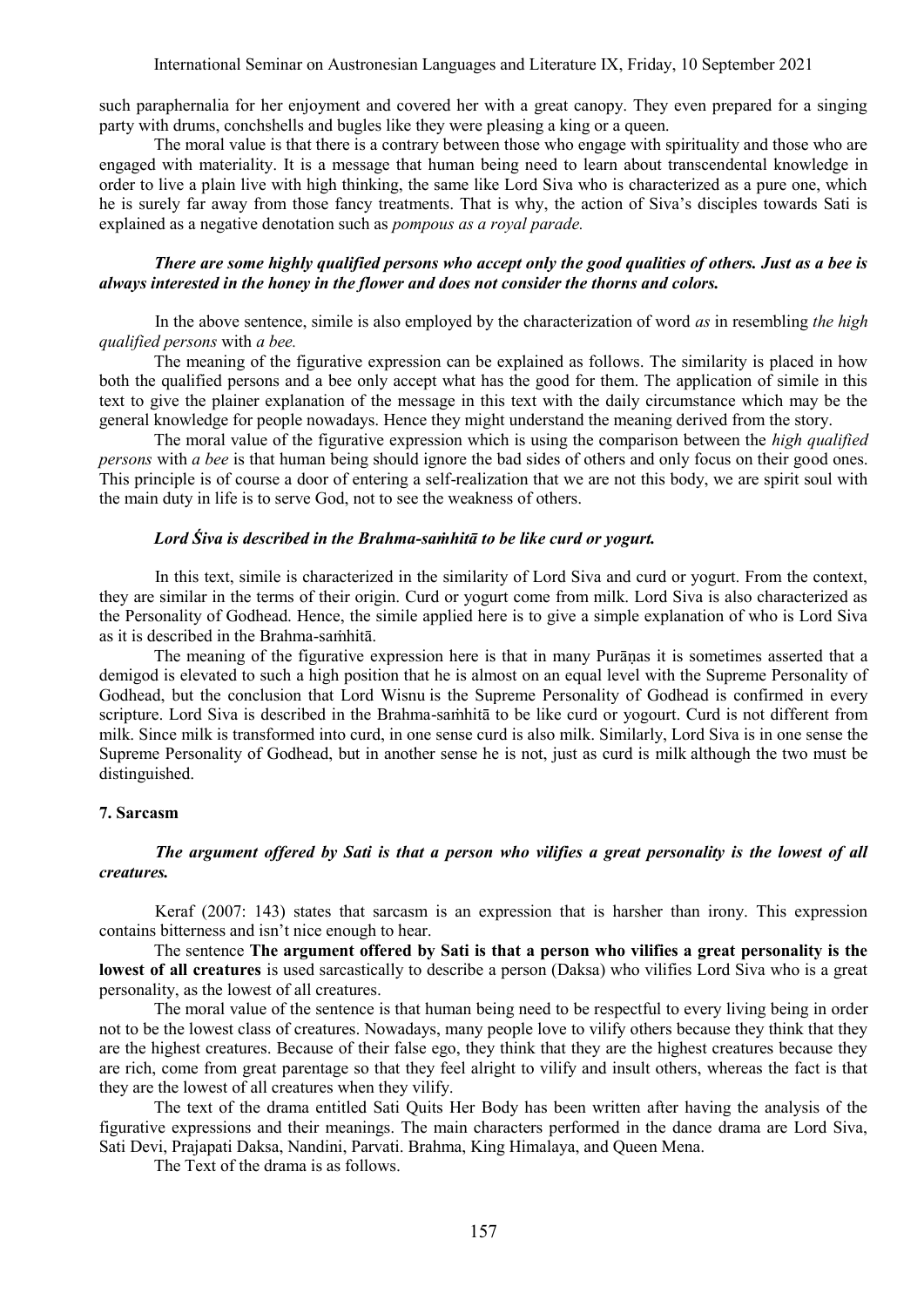such paraphernalia for her enjoyment and covered her with a great canopy. They even prepared for a singing party with drums, conchshells and bugles like they were pleasing a king or a queen.

The moral value is that there is a contrary between those who engage with spirituality and those who are engaged with materiality. It is a message that human being need to learn about transcendental knowledge in order to live a plain live with high thinking, the same like Lord Siva who is characterized as a pure one, which he is surely far away from those fancy treatments. That is why, the action of Siva's disciples towards Sati is explained as a negative denotation such as *pompous as a royal parade.*

***There are some highly qualified persons who accept only the good qualities of others. Just as a bee is always interested in the honey in the flower and does not consider the thorns and colors.***

In the above sentence, simile is also employed by the characterization of word *as* in resembling *the high qualified persons* with *a bee.*

The meaning of the figurative expression can be explained as follows. The similarity is placed in how both the qualified persons and a bee only accept what has the good for them. The application of simile in this text to give the plainer explanation of the message in this text with the daily circumstance which may be the general knowledge for people nowadays. Hence they might understand the meaning derived from the story.

The moral value of the figurative expression which is using the comparison between the *high qualified persons* with *a bee* is that human being should ignore the bad sides of others and only focus on their good ones. This principle is of course a door of entering a self-realization that we are not this body, we are spirit soul with the main duty in life is to serve God, not to see the weakness of others.

***Lord Śiva is described in the Brahma-saṁhitā to be like curd or yogurt.***

In this text, simile is characterized in the similarity of Lord Siva and curd or yogurt. From the context, they are similar in the terms of their origin. Curd or yogurt come from milk. Lord Siva is also characterized as the Personality of Godhead. Hence, the simile applied here is to give a simple explanation of who is Lord Siva as it is described in the Brahma-saṁhitā.

The meaning of the figurative expression here is that in many Purāṇas it is sometimes asserted that a demigod is elevated to such a high position that he is almost on an equal level with the Supreme Personality of Godhead, but the conclusion that Lord Wisnu is the Supreme Personality of Godhead is confirmed in every scripture. Lord Siva is described in the Brahma-saṁhitā to be like curd or yogourt. Curd is not different from milk. Since milk is transformed into curd, in one sense curd is also milk. Similarly, Lord Siva is in one sense the Supreme Personality of Godhead, but in another sense he is not, just as curd is milk although the two must be distinguished.

#### 7. Sarcasm

***The argument offered by Sati is that a person who vilifies a great personality is the lowest of all creatures.***

Keraf (2007: 143) states that sarcasm is an expression that is harsher than irony. This expression contains bitterness and isn't nice enough to hear.

The sentence **The argument offered by Sati is that a person who vilifies a great personality is the lowest of all creatures** is used sarcastically to describe a person (Daksa) who vilifies Lord Siva who is a great personality, as the lowest of all creatures.

The moral value of the sentence is that human being need to be respectful to every living being in order not to be the lowest class of creatures. Nowadays, many people love to vilify others because they think that they are the highest creatures. Because of their false ego, they think that they are the highest creatures because they are rich, come from great parentage so that they feel alright to vilify and insult others, whereas the fact is that they are the lowest of all creatures when they vilify.

The text of the drama entitled Sati Quits Her Body has been written after having the analysis of the figurative expressions and their meanings. The main characters performed in the dance drama are Lord Siva, Sati Devi, Prajapati Daksa, Nandini, Parvati. Brahma, King Himalaya, and Queen Mena.

The Text of the drama is as follows.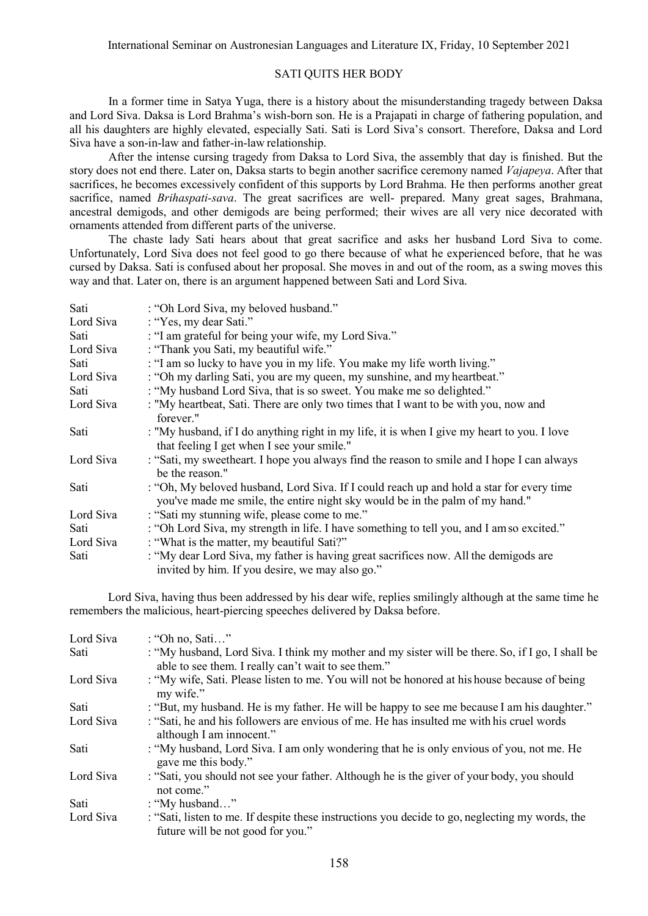## SATI QUITS HER BODY

In a former time in Satya Yuga, there is a history about the misunderstanding tragedy between Daksa and Lord Siva. Daksa is Lord Brahma's wish-born son. He is a Prajapati in charge of fathering population, and all his daughters are highly elevated, especially Sati. Sati is Lord Siva's consort. Therefore, Daksa and Lord Siva have a son-in-law and father-in-law relationship.

After the intense cursing tragedy from Daksa to Lord Siva, the assembly that day is finished. But the story does not end there. Later on, Daksa starts to begin another sacrifice ceremony named *Vajapeya*. After that sacrifices, he becomes excessively confident of this supports by Lord Brahma. He then performs another great sacrifice, named *Brihaspati-sava*. The great sacrifices are well- prepared. Many great sages, Brahmana, ancestral demigods, and other demigods are being performed; their wives are all very nice decorated with ornaments attended from different parts of the universe.

The chaste lady Sati hears about that great sacrifice and asks her husband Lord Siva to come. Unfortunately, Lord Siva does not feel good to go there because of what he experienced before, that he was cursed by Daksa. Sati is confused about her proposal. She moves in and out of the room, as a swing moves this way and that. Later on, there is an argument happened between Sati and Lord Siva.

Sati : "Oh Lord Siva, my beloved husband."
Lord Siva : "Yes, my dear Sati."
Sati : "I am grateful for being your wife, my Lord Siva."
Lord Siva : "Thank you Sati, my beautiful wife."
Sati : "I am so lucky to have you in my life. You make my life worth living."
Lord Siva : "Oh my darling Sati, you are my queen, my sunshine, and my heartbeat."
Sati : "My husband Lord Siva, that is so sweet. You make me so delighted."
Lord Siva : "My heartbeat, Sati. There are only two times that I want to be with you, now and forever."
Sati : "My husband, if I do anything right in my life, it is when I give my heart to you. I love that feeling I get when I see your smile."
Lord Siva : "Sati, my sweetheart. I hope you always find the reason to smile and I hope I can always be the reason."
Sati : "Oh, My beloved husband, Lord Siva. If I could reach up and hold a star for every time you've made me smile, the entire night sky would be in the palm of my hand."
Lord Siva : "Sati my stunning wife, please come to me."
Sati : "Oh Lord Siva, my strength in life. I have something to tell you, and I am so excited."
Lord Siva : "What is the matter, my beautiful Sati?"
Sati : "My dear Lord Siva, my father is having great sacrifices now. All the demigods are invited by him. If you desire, we may also go."

Lord Siva, having thus been addressed by his dear wife, replies smilingly although at the same time he remembers the malicious, heart-piercing speeches delivered by Daksa before.

Lord Siva : "Oh no, Sati…"
Sati : "My husband, Lord Siva. I think my mother and my sister will be there. So, if I go, I shall be able to see them. I really can't wait to see them."
Lord Siva : "My wife, Sati. Please listen to me. You will not be honored at his house because of being my wife."
Sati : "But, my husband. He is my father. He will be happy to see me because I am his daughter."
Lord Siva : "Sati, he and his followers are envious of me. He has insulted me with his cruel words although I am innocent."
Sati : "My husband, Lord Siva. I am only wondering that he is only envious of you, not me. He gave me this body."
Lord Siva : "Sati, you should not see your father. Although he is the giver of your body, you should not come."
Sati : "My husband…"
Lord Siva : "Sati, listen to me. If despite these instructions you decide to go, neglecting my words, the future will be not good for you."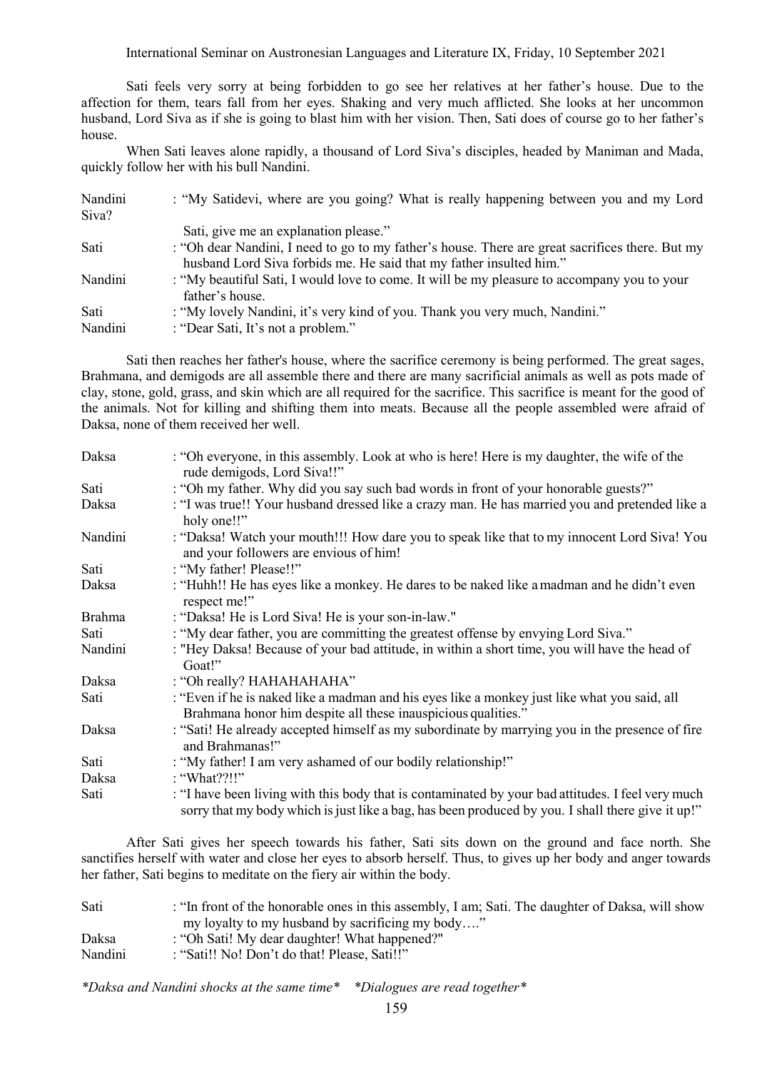Sati feels very sorry at being forbidden to go see her relatives at her father's house. Due to the affection for them, tears fall from her eyes. Shaking and very much afflicted. She looks at her uncommon husband, Lord Siva as if she is going to blast him with her vision. Then, Sati does of course go to her father's house.

When Sati leaves alone rapidly, a thousand of Lord Siva's disciples, headed by Maniman and Mada, quickly follow her with his bull Nandini.

Nandini : "My Satidevi, where are you going? What is really happening between you and my Lord Siva?
Sati, give me an explanation please."

Sati : "Oh dear Nandini, I need to go to my father's house. There are great sacrifices there. But my husband Lord Siva forbids me. He said that my father insulted him."

Nandini : "My beautiful Sati, I would love to come. It will be my pleasure to accompany you to your father's house.

Sati : "My lovely Nandini, it's very kind of you. Thank you very much, Nandini."

Nandini : "Dear Sati, It's not a problem."

Sati then reaches her father's house, where the sacrifice ceremony is being performed. The great sages, Brahmana, and demigods are all assemble there and there are many sacrificial animals as well as pots made of clay, stone, gold, grass, and skin which are all required for the sacrifice. This sacrifice is meant for the good of the animals. Not for killing and shifting them into meats. Because all the people assembled were afraid of Daksa, none of them received her well.

Daksa : "Oh everyone, in this assembly. Look at who is here! Here is my daughter, the wife of the rude demigods, Lord Siva!!"

Sati : "Oh my father. Why did you say such bad words in front of your honorable guests?"

Daksa : "I was true!! Your husband dressed like a crazy man. He has married you and pretended like a holy one!!"

Nandini : "Daksa! Watch your mouth!!! How dare you to speak like that to my innocent Lord Siva! You and your followers are envious of him!

Sati : "My father! Please!!"

Daksa : "Huhh!! He has eyes like a monkey. He dares to be naked like a madman and he didn't even respect me!"

Brahma : "Daksa! He is Lord Siva! He is your son-in-law."

Sati : "My dear father, you are committing the greatest offense by envying Lord Siva."

Nandini : "Hey Daksa! Because of your bad attitude, in within a short time, you will have the head of Goat!"

Daksa : "Oh really? HAHAHAHAHA"

Sati : "Even if he is naked like a madman and his eyes like a monkey just like what you said, all Brahmana honor him despite all these inauspicious qualities."

Daksa : "Sati! He already accepted himself as my subordinate by marrying you in the presence of fire and Brahmanas!"

Sati : "My father! I am very ashamed of our bodily relationship!"

Daksa : "What??!!"

Sati : "I have been living with this body that is contaminated by your bad attitudes. I feel very much sorry that my body which is just like a bag, has been produced by you. I shall there give it up!"

After Sati gives her speech towards his father, Sati sits down on the ground and face north. She sanctifies herself with water and close her eyes to absorb herself. Thus, to gives up her body and anger towards her father, Sati begins to meditate on the fiery air within the body.

Sati : "In front of the honorable ones in this assembly, I am; Sati. The daughter of Daksa, will show my loyalty to my husband by sacrificing my body…."

Daksa : "Oh Sati! My dear daughter! What happened?"

Nandini : "Sati!! No! Don't do that! Please, Sati!!"

*\*Daksa and Nandini shocks at the same time\*    \*Dialogues are read together\**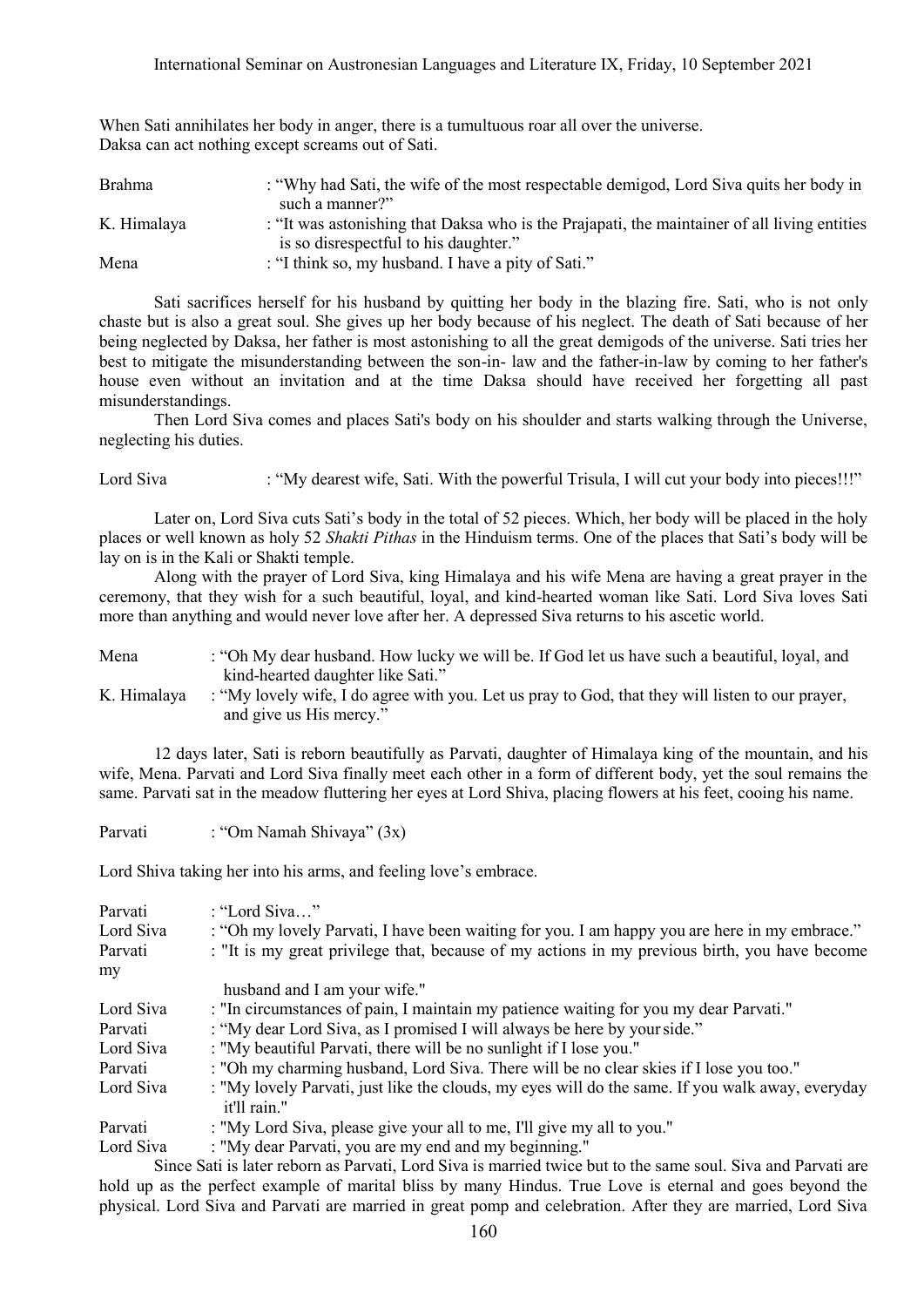When Sati annihilates her body in anger, there is a tumultuous roar all over the universe.
Daksa can act nothing except screams out of Sati.

| | |
|---|---|
| Brahma | : "Why had Sati, the wife of the most respectable demigod, Lord Siva quits her body in such a manner?" |
| K. Himalaya | : "It was astonishing that Daksa who is the Prajapati, the maintainer of all living entities is so disrespectful to his daughter." |
| Mena | : "I think so, my husband. I have a pity of Sati." |

Sati sacrifices herself for his husband by quitting her body in the blazing fire. Sati, who is not only chaste but is also a great soul. She gives up her body because of his neglect. The death of Sati because of her being neglected by Daksa, her father is most astonishing to all the great demigods of the universe. Sati tries her best to mitigate the misunderstanding between the son-in- law and the father-in-law by coming to her father's house even without an invitation and at the time Daksa should have received her forgetting all past misunderstandings.

Then Lord Siva comes and places Sati's body on his shoulder and starts walking through the Universe, neglecting his duties.

| | |
|---|---|
| Lord Siva | : "My dearest wife, Sati. With the powerful Trisula, I will cut your body into pieces!!!" |

Later on, Lord Siva cuts Sati's body in the total of 52 pieces. Which, her body will be placed in the holy places or well known as holy 52 *Shakti Pithas* in the Hinduism terms. One of the places that Sati's body will be lay on is in the Kali or Shakti temple.

Along with the prayer of Lord Siva, king Himalaya and his wife Mena are having a great prayer in the ceremony, that they wish for a such beautiful, loyal, and kind-hearted woman like Sati. Lord Siva loves Sati more than anything and would never love after her. A depressed Siva returns to his ascetic world.

| | |
|---|---|
| Mena | : "Oh My dear husband. How lucky we will be. If God let us have such a beautiful, loyal, and kind-hearted daughter like Sati." |
| K. Himalaya | : "My lovely wife, I do agree with you. Let us pray to God, that they will listen to our prayer, and give us His mercy." |

12 days later, Sati is reborn beautifully as Parvati, daughter of Himalaya king of the mountain, and his wife, Mena. Parvati and Lord Siva finally meet each other in a form of different body, yet the soul remains the same. Parvati sat in the meadow fluttering her eyes at Lord Shiva, placing flowers at his feet, cooing his name.

| | |
|---|---|
| Parvati | : "Om Namah Shivaya" (3x) |

Lord Shiva taking her into his arms, and feeling love's embrace.

| | |
|---|---|
| Parvati | : "Lord Siva…" |
| Lord Siva | : "Oh my lovely Parvati, I have been waiting for you. I am happy you are here in my embrace." |
| Parvati | : "It is my great privilege that, because of my actions in my previous birth, you have become my husband and I am your wife." |
| Lord Siva | : "In circumstances of pain, I maintain my patience waiting for you my dear Parvati." |
| Parvati | : "My dear Lord Siva, as I promised I will always be here by your side." |
| Lord Siva | : "My beautiful Parvati, there will be no sunlight if I lose you." |
| Parvati | : "Oh my charming husband, Lord Siva. There will be no clear skies if I lose you too." |
| Lord Siva | : "My lovely Parvati, just like the clouds, my eyes will do the same. If you walk away, everyday it'll rain." |
| Parvati | : "My Lord Siva, please give your all to me, I'll give my all to you." |
| Lord Siva | : "My dear Parvati, you are my end and my beginning." |

Since Sati is later reborn as Parvati, Lord Siva is married twice but to the same soul. Siva and Parvati are hold up as the perfect example of marital bliss by many Hindus. True Love is eternal and goes beyond the physical. Lord Siva and Parvati are married in great pomp and celebration. After they are married, Lord Siva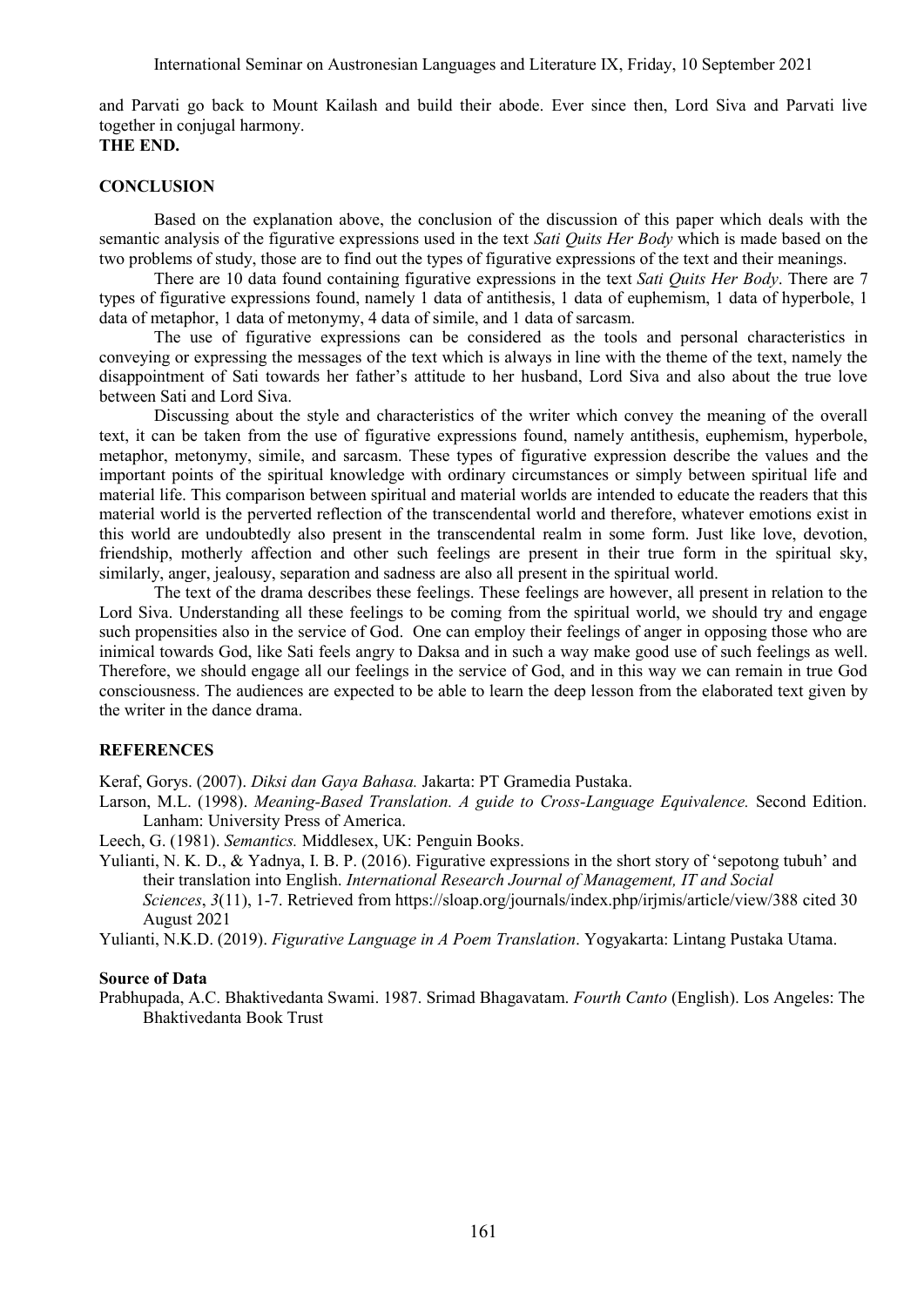and Parvati go back to Mount Kailash and build their abode. Ever since then, Lord Siva and Parvati live together in conjugal harmony.

**THE END.**

## CONCLUSION

Based on the explanation above, the conclusion of the discussion of this paper which deals with the semantic analysis of the figurative expressions used in the text *Sati Quits Her Body* which is made based on the two problems of study, those are to find out the types of figurative expressions of the text and their meanings.

There are 10 data found containing figurative expressions in the text *Sati Quits Her Body*. There are 7 types of figurative expressions found, namely 1 data of antithesis, 1 data of euphemism, 1 data of hyperbole, 1 data of metaphor, 1 data of metonymy, 4 data of simile, and 1 data of sarcasm.

The use of figurative expressions can be considered as the tools and personal characteristics in conveying or expressing the messages of the text which is always in line with the theme of the text, namely the disappointment of Sati towards her father's attitude to her husband, Lord Siva and also about the true love between Sati and Lord Siva.

Discussing about the style and characteristics of the writer which convey the meaning of the overall text, it can be taken from the use of figurative expressions found, namely antithesis, euphemism, hyperbole, metaphor, metonymy, simile, and sarcasm. These types of figurative expression describe the values and the important points of the spiritual knowledge with ordinary circumstances or simply between spiritual life and material life. This comparison between spiritual and material worlds are intended to educate the readers that this material world is the perverted reflection of the transcendental world and therefore, whatever emotions exist in this world are undoubtedly also present in the transcendental realm in some form. Just like love, devotion, friendship, motherly affection and other such feelings are present in their true form in the spiritual sky, similarly, anger, jealousy, separation and sadness are also all present in the spiritual world.

The text of the drama describes these feelings. These feelings are however, all present in relation to the Lord Siva. Understanding all these feelings to be coming from the spiritual world, we should try and engage such propensities also in the service of God. One can employ their feelings of anger in opposing those who are inimical towards God, like Sati feels angry to Daksa and in such a way make good use of such feelings as well. Therefore, we should engage all our feelings in the service of God, and in this way we can remain in true God consciousness. The audiences are expected to be able to learn the deep lesson from the elaborated text given by the writer in the dance drama.

## REFERENCES

Keraf, Gorys. (2007). *Diksi dan Gaya Bahasa.* Jakarta: PT Gramedia Pustaka.

Larson, M.L. (1998). *Meaning-Based Translation. A guide to Cross-Language Equivalence.* Second Edition. Lanham: University Press of America.

Leech, G. (1981). *Semantics.* Middlesex, UK: Penguin Books.

Yulianti, N. K. D., & Yadnya, I. B. P. (2016). Figurative expressions in the short story of 'sepotong tubuh' and their translation into English. *International Research Journal of Management, IT and Social Sciences*, *3*(11), 1-7. Retrieved from https://sloap.org/journals/index.php/irjmis/article/view/388 cited 30 August 2021

Yulianti, N.K.D. (2019). *Figurative Language in A Poem Translation*. Yogyakarta: Lintang Pustaka Utama.

### Source of Data

Prabhupada, A.C. Bhaktivedanta Swami. 1987. Srimad Bhagavatam. *Fourth Canto* (English). Los Angeles: The Bhaktivedanta Book Trust